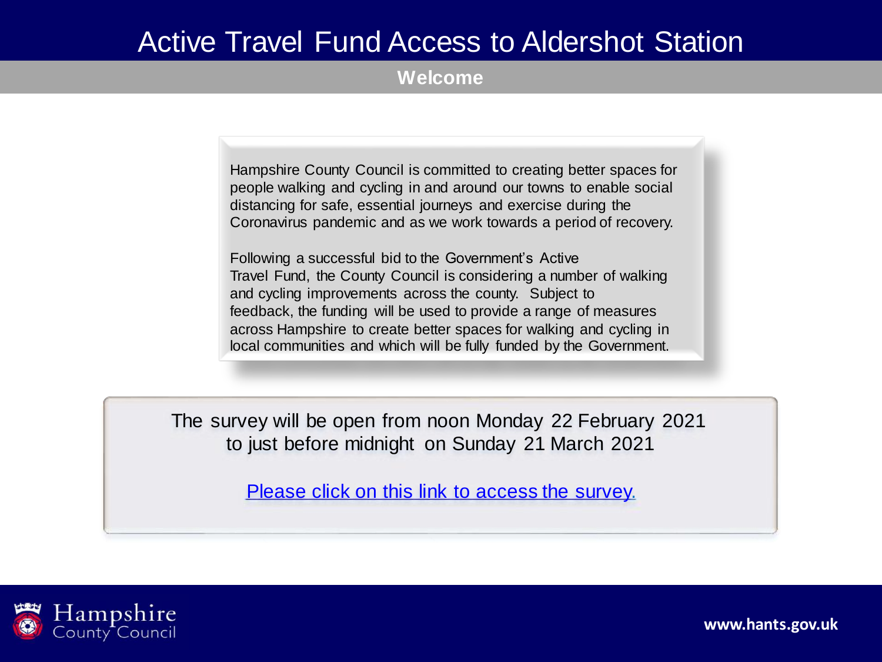# Active Travel Fund Access to Aldershot Station

## Welcome

Hampshire County Council is committed to creating better spaces for people walking and cycling in and around our towns to enable social distancing for safe, essential journeys and exercise during the Coronavirus pandemic and as we work towards a period of recovery.

Following a successful bid to the Government's Active Travel Fund, the County Council is considering a number of walking and cycling improvements across the county. Subject to feedback, the funding will be used to provide a range of measures across Hampshire to create better spaces for walking and cycling in local communities and which will be fully funded by the Government.

The survey will be open from noon Monday 22 February 2021 to just before midnight on Sunday 21 March 2021

Please click on this link to access the survey.

Hampshire County Council

www.hants.gov.uk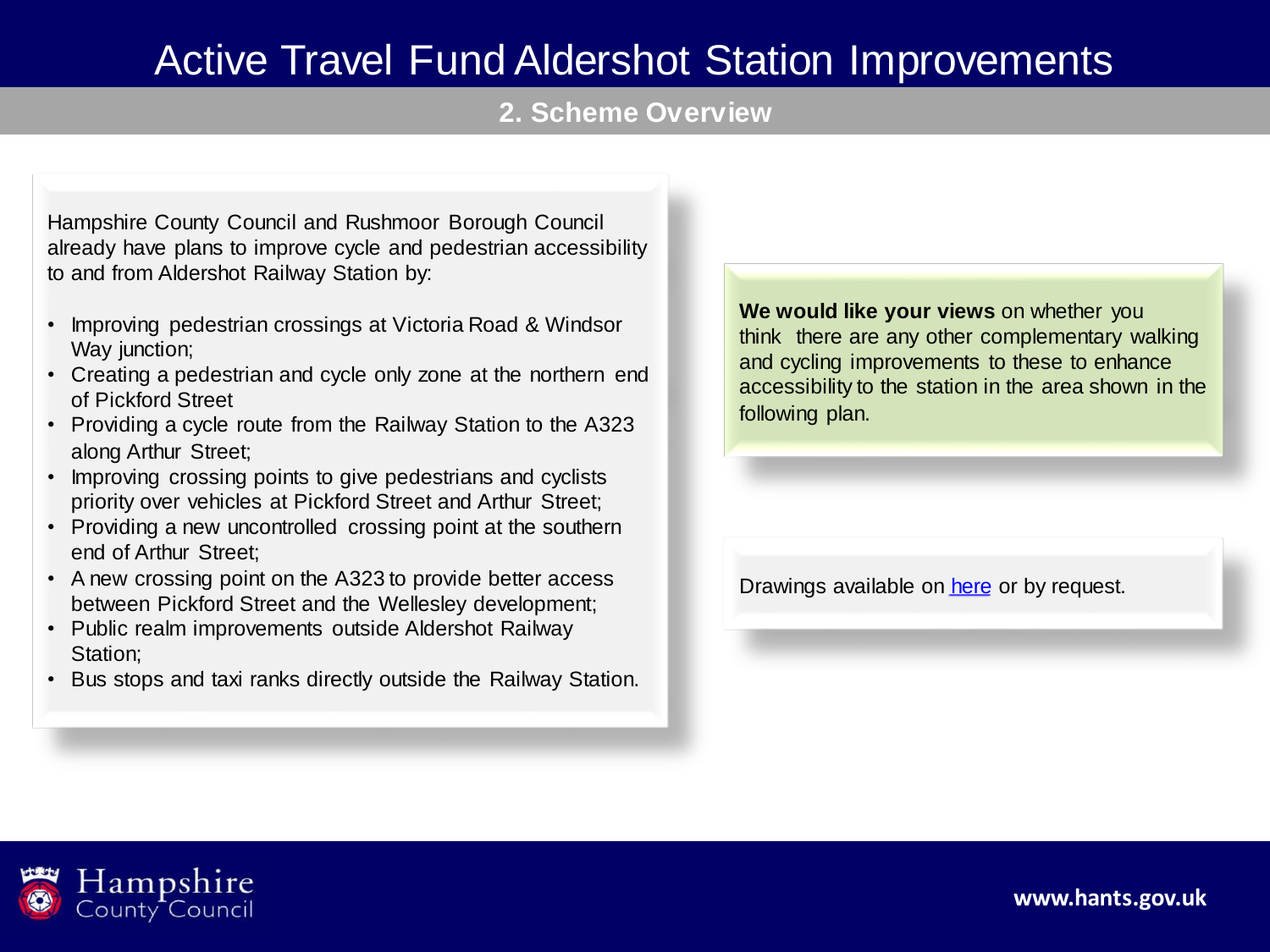# Active Travel Fund Aldershot Station Improvements

## 2. Scheme Overview

Hampshire County Council and Rushmoor Borough Council already have plans to improve cycle and pedestrian accessibility to and from Aldershot Railway Station by:

- Improving pedestrian crossings at Victoria Road & Windsor Way junction;
- Creating a pedestrian and cycle only zone at the northern end of Pickford Street
- Providing a cycle route from the Railway Station to the A323 along Arthur Street;
- Improving crossing points to give pedestrians and cyclists priority over vehicles at Pickford Street and Arthur Street;
- Providing a new uncontrolled crossing point at the southern end of Arthur Street;
- A new crossing point on the A323 to provide better access between Pickford Street and the Wellesley development;
- Public realm improvements outside Aldershot Railway Station;
- Bus stops and taxi ranks directly outside the Railway Station.

**We would like your views** on whether you think there are any other complementary walking and cycling improvements to these to enhance accessibility to the station in the area shown in the following plan.

Drawings available on here or by request.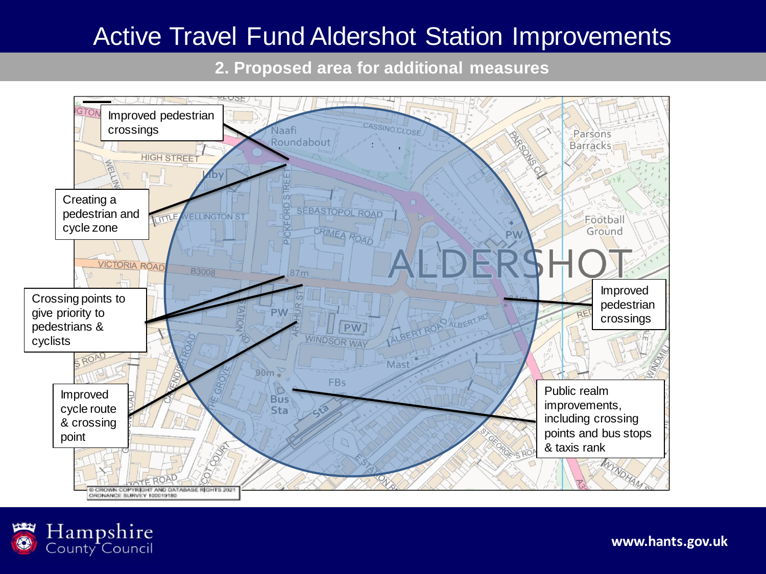# Active Travel Fund Aldershot Station Improvements

## 2. Proposed area for additional measures

- Improved pedestrian crossings
- Creating a pedestrian and cycle zone
- Crossing points to give priority to pedestrians & cyclists
- Improved cycle route & crossing point
- Improved pedestrian crossings
- Public realm improvements, including crossing points and bus stops & taxis rank

© CROWN COPYRIGHT AND DATABASE RIGHTS 2021 ORDNANCE SURVEY 100019180

Hampshire County Council

www.hants.gov.uk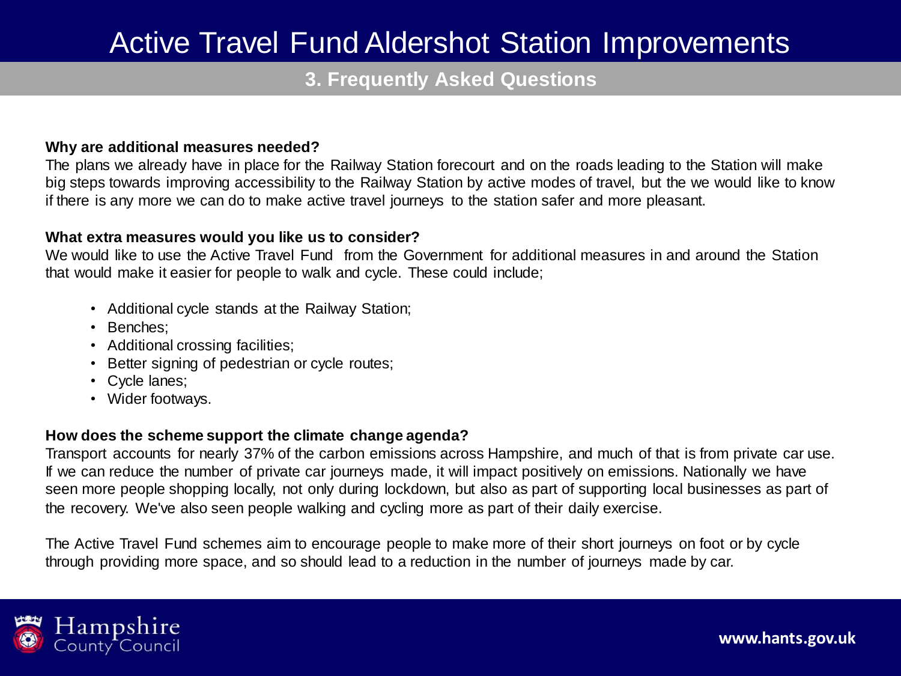# Active Travel Fund Aldershot Station Improvements

## 3. Frequently Asked Questions

**Why are additional measures needed?**

The plans we already have in place for the Railway Station forecourt and on the roads leading to the Station will make big steps towards improving accessibility to the Railway Station by active modes of travel, but the we would like to know if there is any more we can do to make active travel journeys to the station safer and more pleasant.

**What extra measures would you like us to consider?**

We would like to use the Active Travel Fund from the Government for additional measures in and around the Station that would make it easier for people to walk and cycle. These could include;

- Additional cycle stands at the Railway Station;
- Benches;
- Additional crossing facilities;
- Better signing of pedestrian or cycle routes;
- Cycle lanes;
- Wider footways.

**How does the scheme support the climate change agenda?**

Transport accounts for nearly 37% of the carbon emissions across Hampshire, and much of that is from private car use. If we can reduce the number of private car journeys made, it will impact positively on emissions. Nationally we have seen more people shopping locally, not only during lockdown, but also as part of supporting local businesses as part of the recovery. We've also seen people walking and cycling more as part of their daily exercise.

The Active Travel Fund schemes aim to encourage people to make more of their short journeys on foot or by cycle through providing more space, and so should lead to a reduction in the number of journeys made by car.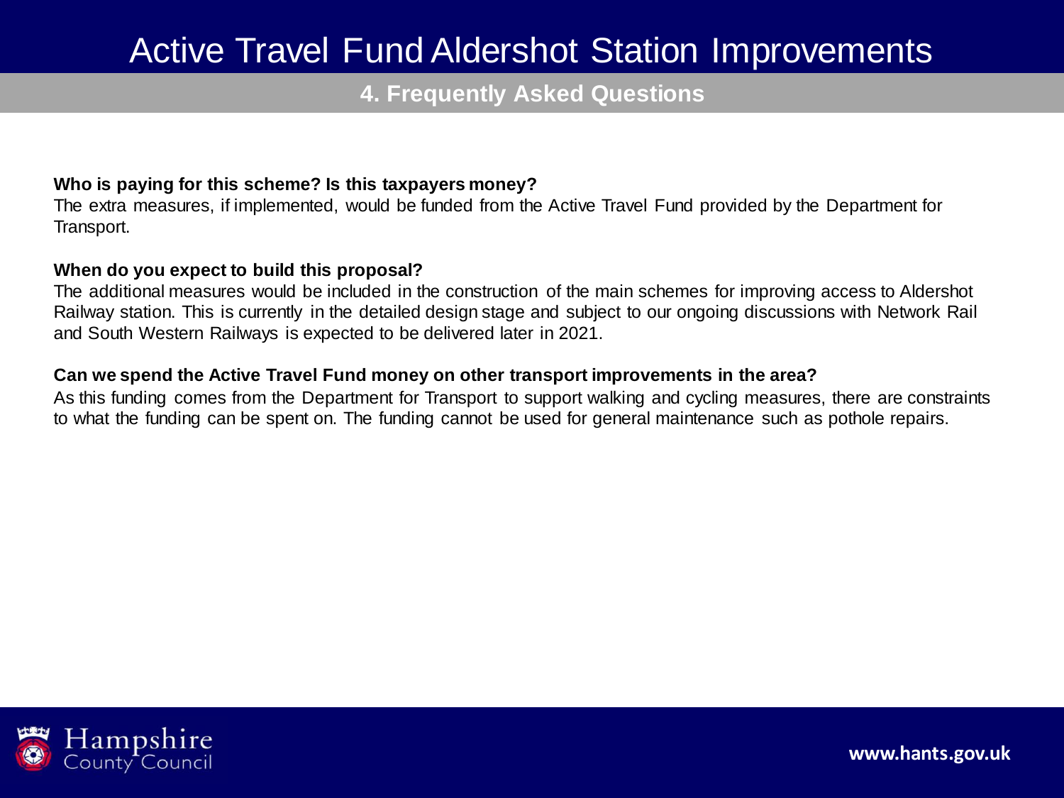# Active Travel Fund Aldershot Station Improvements

## 4. Frequently Asked Questions

**Who is paying for this scheme? Is this taxpayers money?**

The extra measures, if implemented, would be funded from the Active Travel Fund provided by the Department for Transport.

**When do you expect to build this proposal?**

The additional measures would be included in the construction of the main schemes for improving access to Aldershot Railway station. This is currently in the detailed design stage and subject to our ongoing discussions with Network Rail and South Western Railways is expected to be delivered later in 2021.

**Can we spend the Active Travel Fund money on other transport improvements in the area?**

As this funding comes from the Department for Transport to support walking and cycling measures, there are constraints to what the funding can be spent on. The funding cannot be used for general maintenance such as pothole repairs.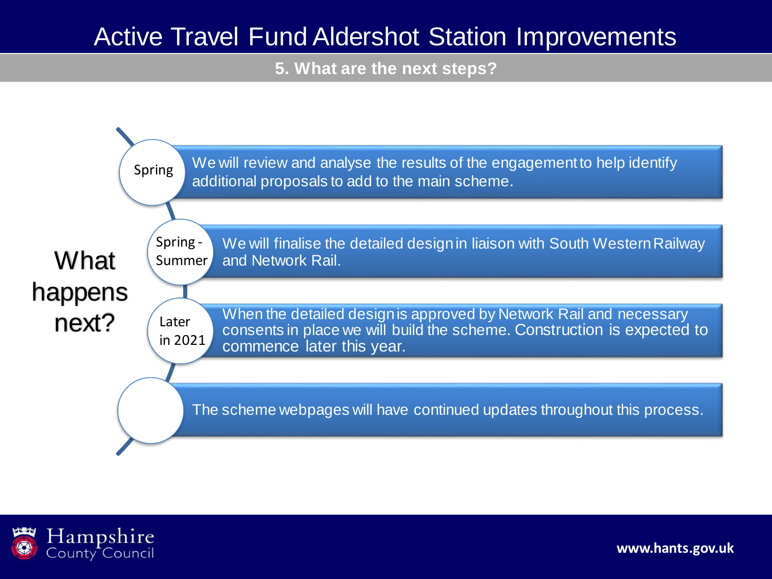# Active Travel Fund Aldershot Station Improvements

## 5. What are the next steps?

### What happens next?

- **Spring** – We will review and analyse the results of the engagement to help identify additional proposals to add to the main scheme.
- **Spring - Summer** – We will finalise the detailed design in liaison with South Western Railway and Network Rail.
- **Later in 2021** – When the detailed design is approved by Network Rail and necessary consents in place we will build the scheme. Construction is expected to commence later this year.
- The scheme webpages will have continued updates throughout this process.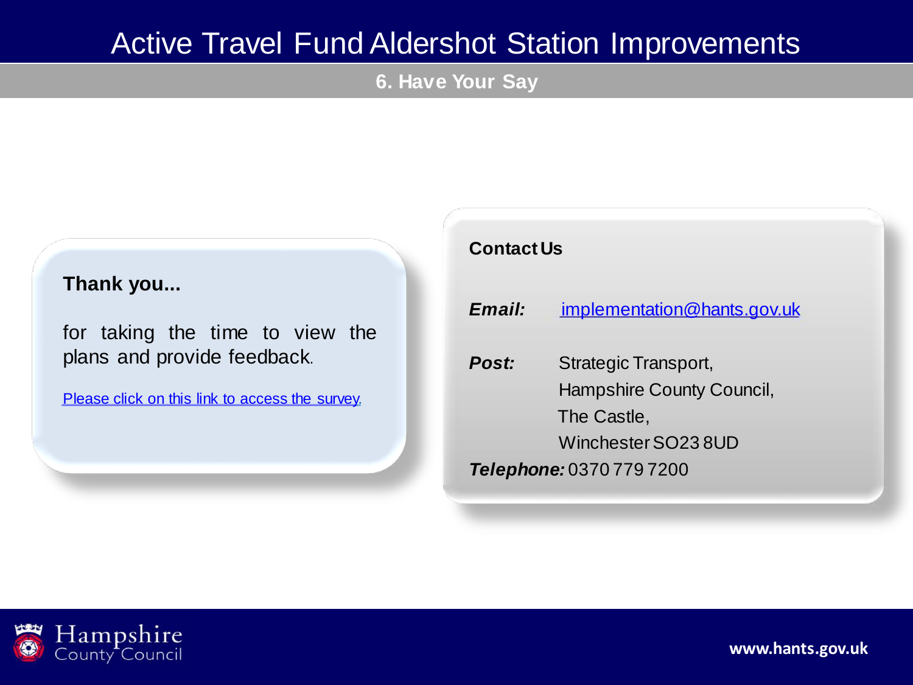# Active Travel Fund Aldershot Station Improvements

## 6. Have Your Say

**Thank you...**

for taking the time to view the plans and provide feedback.

Please click on this link to access the survey.

**Contact Us**

***Email:*** implementation@hants.gov.uk

***Post:*** Strategic Transport,
Hampshire County Council,
The Castle,
Winchester SO23 8UD

***Telephone:*** 0370 779 7200

Hampshire County Council

www.hants.gov.uk